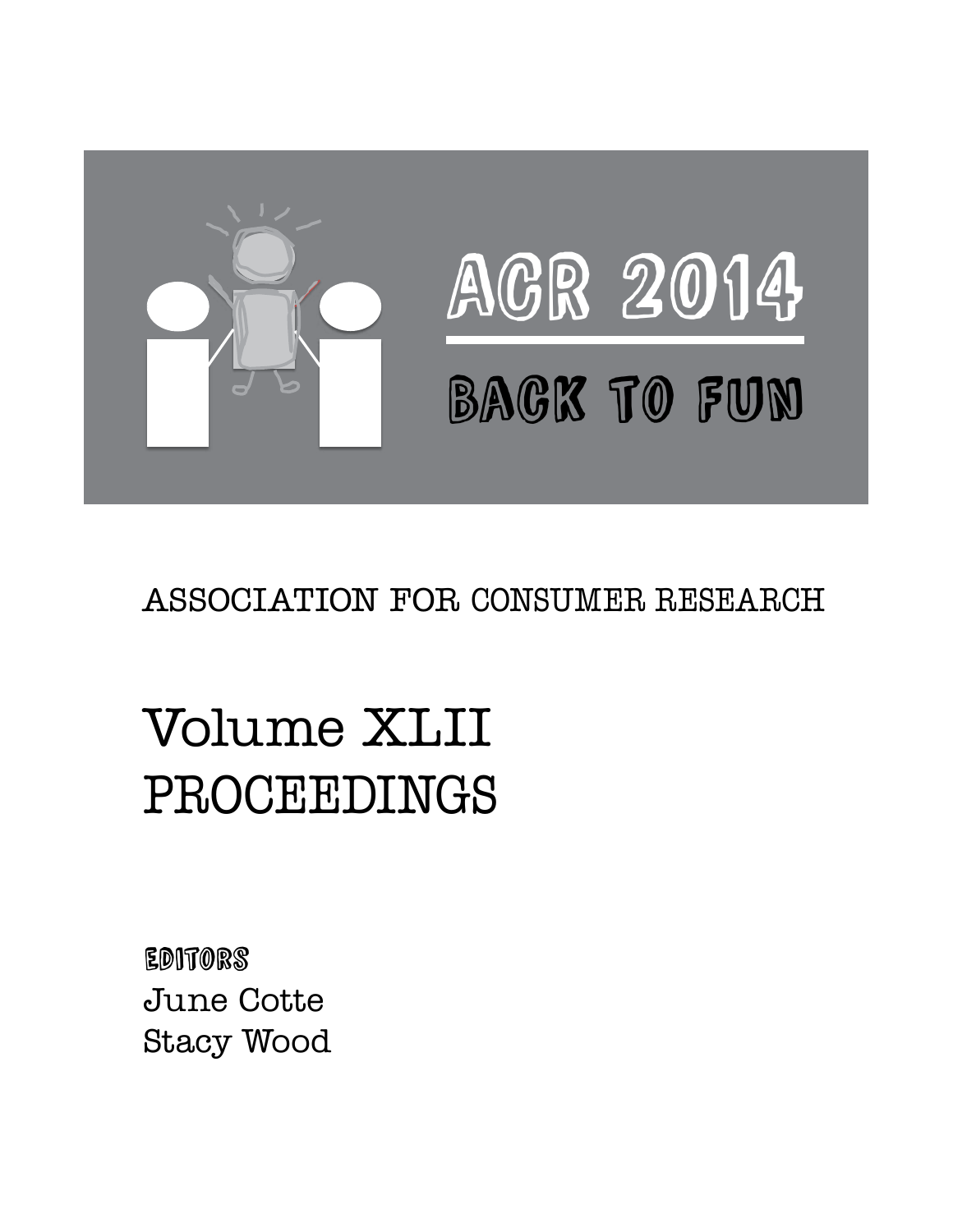# ACR 2014

## BACK TO FUN

ASSOCIATION FOR CONSUMER RESEARCH

# Volume XLII
# PROCEEDINGS

**EDITORS**

June Cotte

Stacy Wood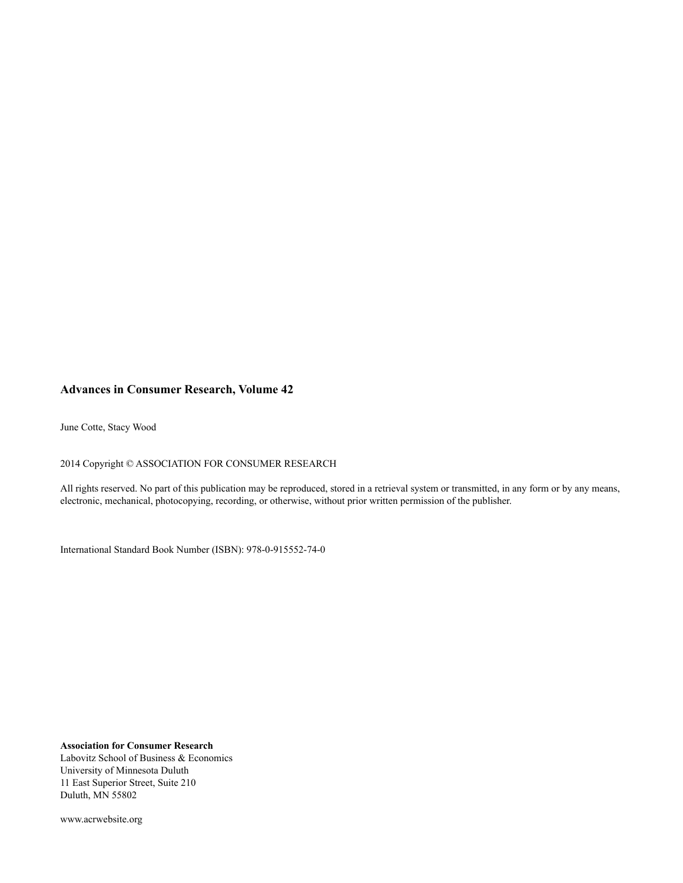**Advances in Consumer Research, Volume 42**

June Cotte, Stacy Wood

2014 Copyright © ASSOCIATION FOR CONSUMER RESEARCH

All rights reserved. No part of this publication may be reproduced, stored in a retrieval system or transmitted, in any form or by any means, electronic, mechanical, photocopying, recording, or otherwise, without prior written permission of the publisher.

International Standard Book Number (ISBN): 978-0-915552-74-0

**Association for Consumer Research**
Labovitz School of Business & Economics
University of Minnesota Duluth
11 East Superior Street, Suite 210
Duluth, MN 55802

www.acrwebsite.org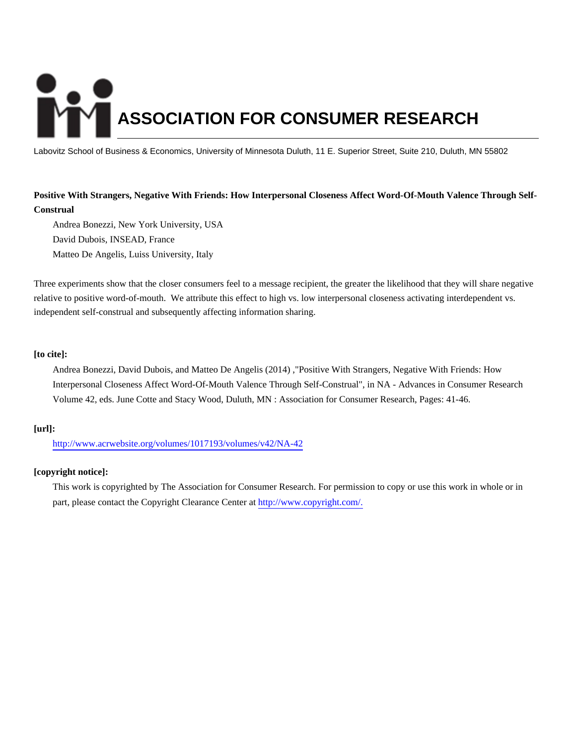# ASSOCIATION FOR CONSUMER RESEARCH

Labovitz School of Business & Economics, University of Minnesota Duluth, 11 E. Superior Street, Suite 210, Duluth, MN 55802

**Positive With Strangers, Negative With Friends: How Interpersonal Closeness Affect Word-Of-Mouth Valence Through Self-Construal**

Andrea Bonezzi, New York University, USA
David Dubois, INSEAD, France
Matteo De Angelis, Luiss University, Italy

Three experiments show that the closer consumers feel to a message recipient, the greater the likelihood that they will share negative relative to positive word-of-mouth. We attribute this effect to high vs. low interpersonal closeness activating interdependent vs. independent self-construal and subsequently affecting information sharing.

**[to cite]:**

Andrea Bonezzi, David Dubois, and Matteo De Angelis (2014) ,"Positive With Strangers, Negative With Friends: How Interpersonal Closeness Affect Word-Of-Mouth Valence Through Self-Construal", in NA - Advances in Consumer Research Volume 42, eds. June Cotte and Stacy Wood, Duluth, MN : Association for Consumer Research, Pages: 41-46.

**[url]:**

http://www.acrwebsite.org/volumes/1017193/volumes/v42/NA-42

**[copyright notice]:**

This work is copyrighted by The Association for Consumer Research. For permission to copy or use this work in whole or in part, please contact the Copyright Clearance Center at http://www.copyright.com/.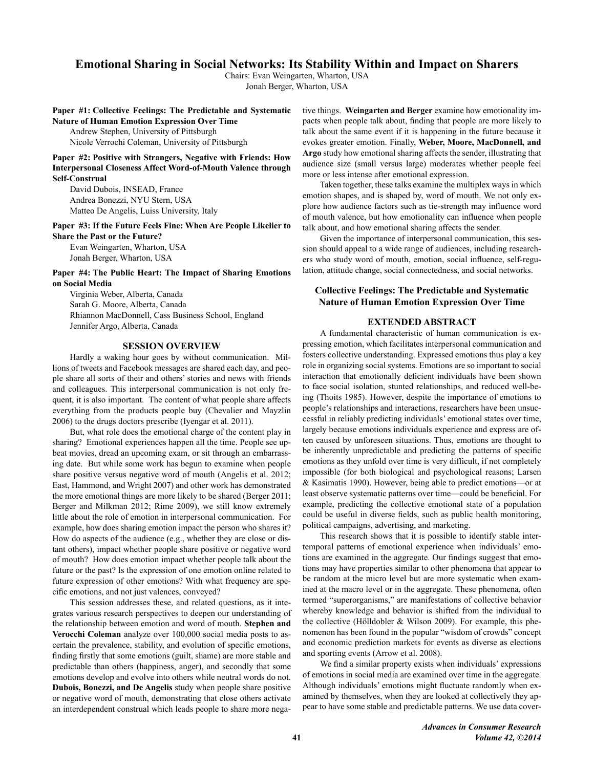# Emotional Sharing in Social Networks: Its Stability Within and Impact on Sharers

Chairs: Evan Weingarten, Wharton, USA
Jonah Berger, Wharton, USA

**Paper #1: Collective Feelings: The Predictable and Systematic Nature of Human Emotion Expression Over Time**

Andrew Stephen, University of Pittsburgh
Nicole Verrochi Coleman, University of Pittsburgh

**Paper #2: Positive with Strangers, Negative with Friends: How Interpersonal Closeness Affect Word-of-Mouth Valence through Self-Construal**

David Dubois, INSEAD, France
Andrea Bonezzi, NYU Stern, USA
Matteo De Angelis, Luiss University, Italy

**Paper #3: If the Future Feels Fine: When Are People Likelier to Share the Past or the Future?**

Evan Weingarten, Wharton, USA
Jonah Berger, Wharton, USA

**Paper #4: The Public Heart: The Impact of Sharing Emotions on Social Media**

Virginia Weber, Alberta, Canada
Sarah G. Moore, Alberta, Canada
Rhiannon MacDonnell, Cass Business School, England
Jennifer Argo, Alberta, Canada

## SESSION OVERVIEW

Hardly a waking hour goes by without communication. Millions of tweets and Facebook messages are shared each day, and people share all sorts of their and others' stories and news with friends and colleagues. This interpersonal communication is not only frequent, it is also important. The content of what people share affects everything from the products people buy (Chevalier and Mayzlin 2006) to the drugs doctors prescribe (Iyengar et al. 2011).

But, what role does the emotional charge of the content play in sharing? Emotional experiences happen all the time. People see upbeat movies, dread an upcoming exam, or sit through an embarrassing date. But while some work has begun to examine when people share positive versus negative word of mouth (Angelis et al. 2012; East, Hammond, and Wright 2007) and other work has demonstrated the more emotional things are more likely to be shared (Berger 2011; Berger and Milkman 2012; Rime 2009), we still know extremely little about the role of emotion in interpersonal communication. For example, how does sharing emotion impact the person who shares it? How do aspects of the audience (e.g., whether they are close or distant others), impact whether people share positive or negative word of mouth? How does emotion impact whether people talk about the future or the past? Is the expression of one emotion online related to future expression of other emotions? With what frequency are specific emotions, and not just valences, conveyed?

This session addresses these, and related questions, as it integrates various research perspectives to deepen our understanding of the relationship between emotion and word of mouth. **Stephen and Verocchi Coleman** analyze over 100,000 social media posts to ascertain the prevalence, stability, and evolution of specific emotions, finding firstly that some emotions (guilt, shame) are more stable and predictable than others (happiness, anger), and secondly that some emotions develop and evolve into others while neutral words do not. **Dubois, Bonezzi, and De Angelis** study when people share positive or negative word of mouth, demonstrating that close others activate an interdependent construal which leads people to share more negative things. **Weingarten and Berger** examine how emotionality impacts when people talk about, finding that people are more likely to talk about the same event if it is happening in the future because it evokes greater emotion. Finally, **Weber, Moore, MacDonnell, and Argo** study how emotional sharing affects the sender, illustrating that audience size (small versus large) moderates whether people feel more or less intense after emotional expression.

Taken together, these talks examine the multiplex ways in which emotion shapes, and is shaped by, word of mouth. We not only explore how audience factors such as tie-strength may influence word of mouth valence, but how emotionality can influence when people talk about, and how emotional sharing affects the sender.

Given the importance of interpersonal communication, this session should appeal to a wide range of audiences, including researchers who study word of mouth, emotion, social influence, self-regulation, attitude change, social connectedness, and social networks.

## Collective Feelings: The Predictable and Systematic Nature of Human Emotion Expression Over Time

### EXTENDED ABSTRACT

A fundamental characteristic of human communication is expressing emotion, which facilitates interpersonal communication and fosters collective understanding. Expressed emotions thus play a key role in organizing social systems. Emotions are so important to social interaction that emotionally deficient individuals have been shown to face social isolation, stunted relationships, and reduced well-being (Thoits 1985). However, despite the importance of emotions to people's relationships and interactions, researchers have been unsuccessful in reliably predicting individuals' emotional states over time, largely because emotions individuals experience and express are often caused by unforeseen situations. Thus, emotions are thought to be inherently unpredictable and predicting the patterns of specific emotions as they unfold over time is very difficult, if not completely impossible (for both biological and psychological reasons; Larsen & Kasimatis 1990). However, being able to predict emotions—or at least observe systematic patterns over time—could be beneficial. For example, predicting the collective emotional state of a population could be useful in diverse fields, such as public health monitoring, political campaigns, advertising, and marketing.

This research shows that it is possible to identify stable intertemporal patterns of emotional experience when individuals' emotions are examined in the aggregate. Our findings suggest that emotions may have properties similar to other phenomena that appear to be random at the micro level but are more systematic when examined at the macro level or in the aggregate. These phenomena, often termed "superorganisms," are manifestations of collective behavior whereby knowledge and behavior is shifted from the individual to the collective (Hölldobler & Wilson 2009). For example, this phenomenon has been found in the popular "wisdom of crowds" concept and economic prediction markets for events as diverse as elections and sporting events (Arrow et al. 2008).

We find a similar property exists when individuals' expressions of emotions in social media are examined over time in the aggregate. Although individuals' emotions might fluctuate randomly when examined by themselves, when they are looked at collectively they appear to have some stable and predictable patterns. We use data cover-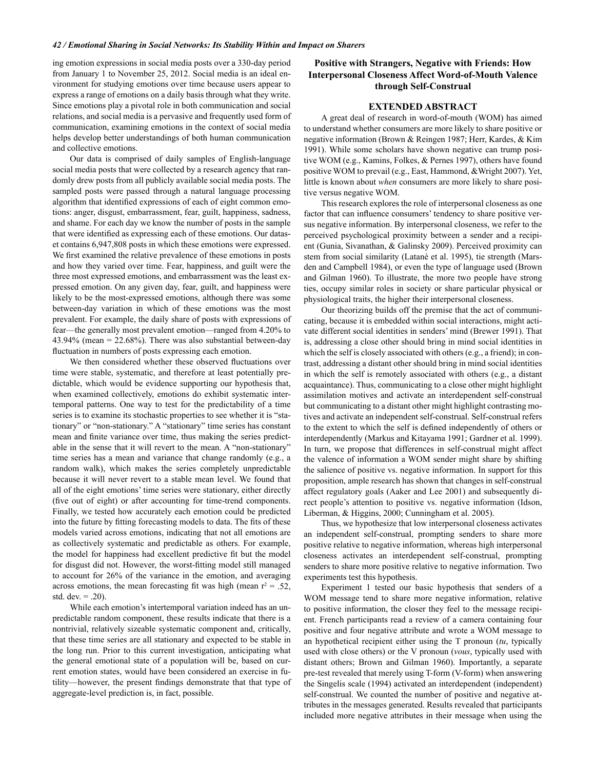ing emotion expressions in social media posts over a 330-day period from January 1 to November 25, 2012. Social media is an ideal environment for studying emotions over time because users appear to express a range of emotions on a daily basis through what they write. Since emotions play a pivotal role in both communication and social relations, and social media is a pervasive and frequently used form of communication, examining emotions in the context of social media helps develop better understandings of both human communication and collective emotions.

Our data is comprised of daily samples of English-language social media posts that were collected by a research agency that randomly drew posts from all publicly available social media posts. The sampled posts were passed through a natural language processing algorithm that identified expressions of each of eight common emotions: anger, disgust, embarrassment, fear, guilt, happiness, sadness, and shame. For each day we know the number of posts in the sample that were identified as expressing each of these emotions. Our dataset contains 6,947,808 posts in which these emotions were expressed. We first examined the relative prevalence of these emotions in posts and how they varied over time. Fear, happiness, and guilt were the three most expressed emotions, and embarrassment was the least expressed emotion. On any given day, fear, guilt, and happiness were likely to be the most-expressed emotions, although there was some between-day variation in which of these emotions was the most prevalent. For example, the daily share of posts with expressions of fear—the generally most prevalent emotion—ranged from 4.20% to 43.94% (mean = 22.68%). There was also substantial between-day fluctuation in numbers of posts expressing each emotion.

We then considered whether these observed fluctuations over time were stable, systematic, and therefore at least potentially predictable, which would be evidence supporting our hypothesis that, when examined collectively, emotions do exhibit systematic intertemporal patterns. One way to test for the predictability of a time series is to examine its stochastic properties to see whether it is "stationary" or "non-stationary." A "stationary" time series has constant mean and finite variance over time, thus making the series predictable in the sense that it will revert to the mean. A "non-stationary" time series has a mean and variance that change randomly (e.g., a random walk), which makes the series completely unpredictable because it will never revert to a stable mean level. We found that all of the eight emotions' time series were stationary, either directly (five out of eight) or after accounting for time-trend components. Finally, we tested how accurately each emotion could be predicted into the future by fitting forecasting models to data. The fits of these models varied across emotions, indicating that not all emotions are as collectively systematic and predictable as others. For example, the model for happiness had excellent predictive fit but the model for disgust did not. However, the worst-fitting model still managed to account for 26% of the variance in the emotion, and averaging across emotions, the mean forecasting fit was high (mean $r^2 = .52$, std. dev. = .20).

While each emotion's intertemporal variation indeed has an unpredictable random component, these results indicate that there is a nontrivial, relatively sizeable systematic component and, critically, that these time series are all stationary and expected to be stable in the long run. Prior to this current investigation, anticipating what the general emotional state of a population will be, based on current emotion states, would have been considered an exercise in futility—however, the present findings demonstrate that that type of aggregate-level prediction is, in fact, possible.

## Positive with Strangers, Negative with Friends: How Interpersonal Closeness Affect Word-of-Mouth Valence through Self-Construal

### EXTENDED ABSTRACT

A great deal of research in word-of-mouth (WOM) has aimed to understand whether consumers are more likely to share positive or negative information (Brown & Reingen 1987; Herr, Kardes, & Kim 1991). While some scholars have shown negative can trump positive WOM (e.g., Kamins, Folkes, & Pernes 1997), others have found positive WOM to prevail (e.g., East, Hammond, &Wright 2007). Yet, little is known about *when* consumers are more likely to share positive versus negative WOM.

This research explores the role of interpersonal closeness as one factor that can influence consumers' tendency to share positive versus negative information. By interpersonal closeness, we refer to the perceived psychological proximity between a sender and a recipient (Gunia, Sivanathan, & Galinsky 2009). Perceived proximity can stem from social similarity (Latanè et al. 1995), tie strength (Marsden and Campbell 1984), or even the type of language used (Brown and Gilman 1960). To illustrate, the more two people have strong ties, occupy similar roles in society or share particular physical or physiological traits, the higher their interpersonal closeness.

Our theorizing builds off the premise that the act of communicating, because it is embedded within social interactions, might activate different social identities in senders' mind (Brewer 1991). That is, addressing a close other should bring in mind social identities in which the self is closely associated with others (e.g., a friend); in contrast, addressing a distant other should bring in mind social identities in which the self is remotely associated with others (e.g., a distant acquaintance). Thus, communicating to a close other might highlight assimilation motives and activate an interdependent self-construal but communicating to a distant other might highlight contrasting motives and activate an independent self-construal. Self-construal refers to the extent to which the self is defined independently of others or interdependently (Markus and Kitayama 1991; Gardner et al. 1999). In turn, we propose that differences in self-construal might affect the valence of information a WOM sender might share by shifting the salience of positive vs. negative information. In support for this proposition, ample research has shown that changes in self-construal affect regulatory goals (Aaker and Lee 2001) and subsequently direct people's attention to positive vs. negative information (Idson, Liberman, & Higgins, 2000; Cunningham et al. 2005).

Thus, we hypothesize that low interpersonal closeness activates an independent self-construal, prompting senders to share more positive relative to negative information, whereas high interpersonal closeness activates an interdependent self-construal, prompting senders to share more positive relative to negative information. Two experiments test this hypothesis.

Experiment 1 tested our basic hypothesis that senders of a WOM message tend to share more negative information, relative to positive information, the closer they feel to the message recipient. French participants read a review of a camera containing four positive and four negative attribute and wrote a WOM message to an hypothetical recipient either using the T pronoun (*tu*, typically used with close others) or the V pronoun (*vous*, typically used with distant others; Brown and Gilman 1960). Importantly, a separate pre-test revealed that merely using T-form (V-form) when answering the Singelis scale (1994) activated an interdependent (independent) self-construal. We counted the number of positive and negative attributes in the messages generated. Results revealed that participants included more negative attributes in their message when using the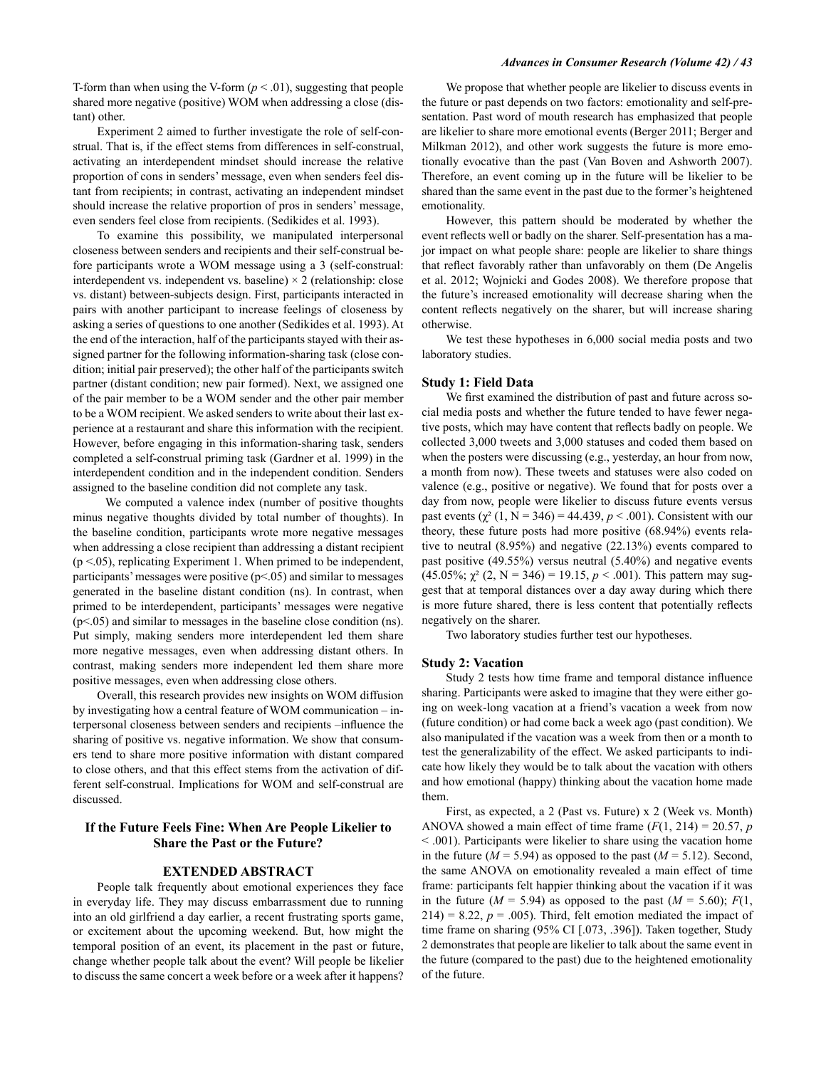T-form than when using the V-form ($p < .01$), suggesting that people shared more negative (positive) WOM when addressing a close (distant) other.

Experiment 2 aimed to further investigate the role of self-construal. That is, if the effect stems from differences in self-construal, activating an interdependent mindset should increase the relative proportion of cons in senders' message, even when senders feel distant from recipients; in contrast, activating an independent mindset should increase the relative proportion of pros in senders' message, even senders feel close from recipients. (Sedikides et al. 1993).

To examine this possibility, we manipulated interpersonal closeness between senders and recipients and their self-construal before participants wrote a WOM message using a 3 (self-construal: interdependent vs. independent vs. baseline) × 2 (relationship: close vs. distant) between-subjects design. First, participants interacted in pairs with another participant to increase feelings of closeness by asking a series of questions to one another (Sedikides et al. 1993). At the end of the interaction, half of the participants stayed with their assigned partner for the following information-sharing task (close condition; initial pair preserved); the other half of the participants switch partner (distant condition; new pair formed). Next, we assigned one of the pair member to be a WOM sender and the other pair member to be a WOM recipient. We asked senders to write about their last experience at a restaurant and share this information with the recipient. However, before engaging in this information-sharing task, senders completed a self-construal priming task (Gardner et al. 1999) in the interdependent condition and in the independent condition. Senders assigned to the baseline condition did not complete any task.

We computed a valence index (number of positive thoughts minus negative thoughts divided by total number of thoughts). In the baseline condition, participants wrote more negative messages when addressing a close recipient than addressing a distant recipient ($p < .05$), replicating Experiment 1. When primed to be independent, participants' messages were positive ($p < .05$) and similar to messages generated in the baseline distant condition (ns). In contrast, when primed to be interdependent, participants' messages were negative ($p < .05$) and similar to messages in the baseline close condition (ns). Put simply, making senders more interdependent led them share more negative messages, even when addressing distant others. In contrast, making senders more independent led them share more positive messages, even when addressing close others.

Overall, this research provides new insights on WOM diffusion by investigating how a central feature of WOM communication – interpersonal closeness between senders and recipients –influence the sharing of positive vs. negative information. We show that consumers tend to share more positive information with distant compared to close others, and that this effect stems from the activation of different self-construal. Implications for WOM and self-construal are discussed.

## If the Future Feels Fine: When Are People Likelier to Share the Past or the Future?

### EXTENDED ABSTRACT

People talk frequently about emotional experiences they face in everyday life. They may discuss embarrassment due to running into an old girlfriend a day earlier, a recent frustrating sports game, or excitement about the upcoming weekend. But, how might the temporal position of an event, its placement in the past or future, change whether people talk about the event? Will people be likelier to discuss the same concert a week before or a week after it happens?

We propose that whether people are likelier to discuss events in the future or past depends on two factors: emotionality and self-presentation. Past word of mouth research has emphasized that people are likelier to share more emotional events (Berger 2011; Berger and Milkman 2012), and other work suggests the future is more emotionally evocative than the past (Van Boven and Ashworth 2007). Therefore, an event coming up in the future will be likelier to be shared than the same event in the past due to the former's heightened emotionality.

However, this pattern should be moderated by whether the event reflects well or badly on the sharer. Self-presentation has a major impact on what people share: people are likelier to share things that reflect favorably rather than unfavorably on them (De Angelis et al. 2012; Wojnicki and Godes 2008). We therefore propose that the future's increased emotionality will decrease sharing when the content reflects negatively on the sharer, but will increase sharing otherwise.

We test these hypotheses in 6,000 social media posts and two laboratory studies.

#### Study 1: Field Data

We first examined the distribution of past and future across social media posts and whether the future tended to have fewer negative posts, which may have content that reflects badly on people. We collected 3,000 tweets and 3,000 statuses and coded them based on when the posters were discussing (e.g., yesterday, an hour from now, a month from now). These tweets and statuses were also coded on valence (e.g., positive or negative). We found that for posts over a day from now, people were likelier to discuss future events versus past events ($\chi^2$ (1, N = 346) = 44.439, $p < .001$). Consistent with our theory, these future posts had more positive (68.94%) events relative to neutral (8.95%) and negative (22.13%) events compared to past positive (49.55%) versus neutral (5.40%) and negative events (45.05%; $\chi^2$ (2, N = 346) = 19.15, $p < .001$). This pattern may suggest that at temporal distances over a day away during which there is more future shared, there is less content that potentially reflects negatively on the sharer.

Two laboratory studies further test our hypotheses.

#### Study 2: Vacation

Study 2 tests how time frame and temporal distance influence sharing. Participants were asked to imagine that they were either going on week-long vacation at a friend's vacation a week from now (future condition) or had come back a week ago (past condition). We also manipulated if the vacation was a week from then or a month to test the generalizability of the effect. We asked participants to indicate how likely they would be to talk about the vacation with others and how emotional (happy) thinking about the vacation home made them.

First, as expected, a 2 (Past vs. Future) x 2 (Week vs. Month) ANOVA showed a main effect of time frame ($F(1, 214) = 20.57$, $p < .001$). Participants were likelier to share using the vacation home in the future ($M = 5.94$) as opposed to the past ($M = 5.12$). Second, the same ANOVA on emotionality revealed a main effect of time frame: participants felt happier thinking about the vacation if it was in the future ($M = 5.94$) as opposed to the past ($M = 5.60$); $F(1, 214) = 8.22$, $p = .005$). Third, felt emotion mediated the impact of time frame on sharing (95% CI [.073, .396]). Taken together, Study 2 demonstrates that people are likelier to talk about the same event in the future (compared to the past) due to the heightened emotionality of the future.